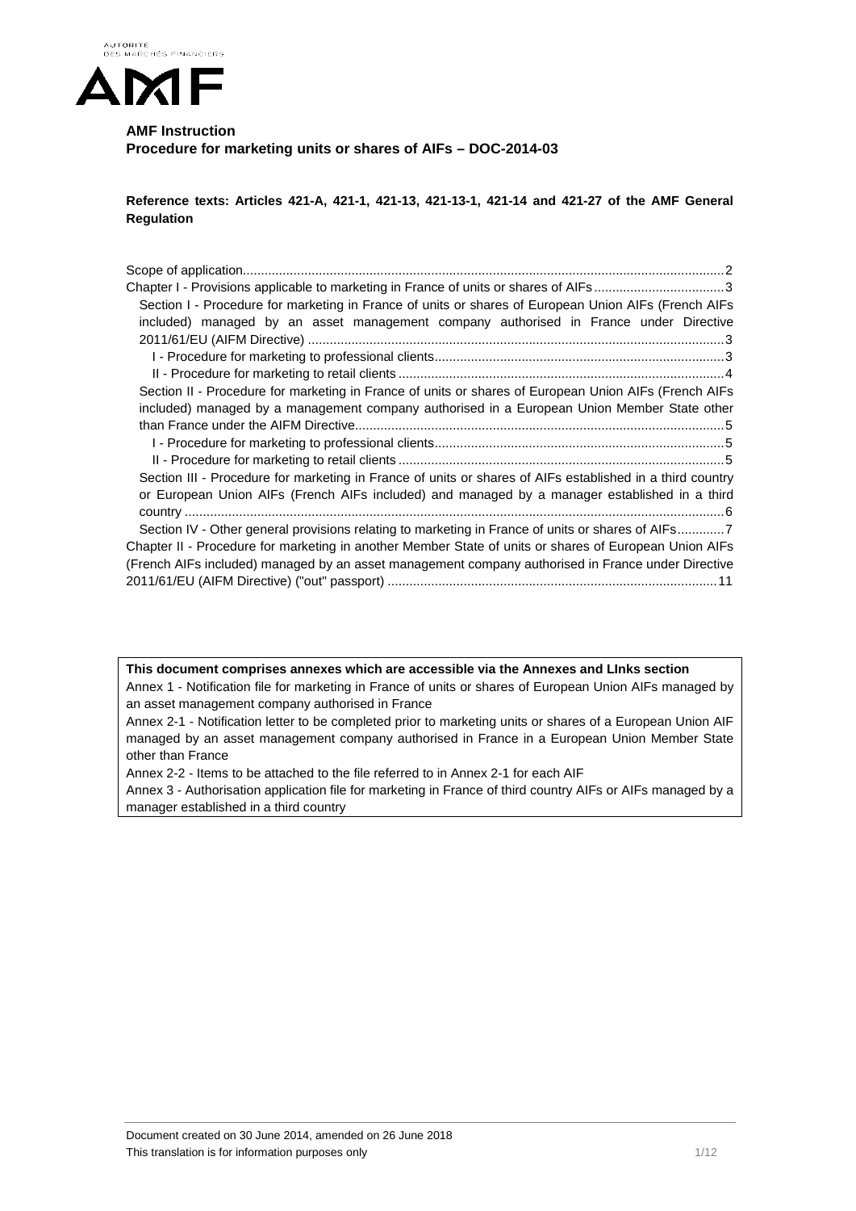AUTORITE DES MARCHÉS FINANCIERS

AMF

**AMF Instruction**
**Procedure for marketing units or shares of AIFs – DOC-2014-03**

**Reference texts: Articles 421-A, 421-1, 421-13, 421-13-1, 421-14 and 421-27 of the AMF General Regulation**

Scope of application....2
Chapter I - Provisions applicable to marketing in France of units or shares of AIFs....3
- Section I - Procedure for marketing in France of units or shares of European Union AIFs (French AIFs included) managed by an asset management company authorised in France under Directive 2011/61/EU (AIFM Directive)....3
  - I - Procedure for marketing to professional clients....3
  - II - Procedure for marketing to retail clients....4
- Section II - Procedure for marketing in France of units or shares of European Union AIFs (French AIFs included) managed by a management company authorised in a European Union Member State other than France under the AIFM Directive....5
  - I - Procedure for marketing to professional clients....5
  - II - Procedure for marketing to retail clients....5
- Section III - Procedure for marketing in France of units or shares of AIFs established in a third country or European Union AIFs (French AIFs included) and managed by a manager established in a third country....6
- Section IV - Other general provisions relating to marketing in France of units or shares of AIFs....7

Chapter II - Procedure for marketing in another Member State of units or shares of European Union AIFs (French AIFs included) managed by an asset management company authorised in France under Directive 2011/61/EU (AIFM Directive) ("out" passport)....11

**This document comprises annexes which are accessible via the Annexes and LInks section**

Annex 1 - Notification file for marketing in France of units or shares of European Union AIFs managed by an asset management company authorised in France

Annex 2-1 - Notification letter to be completed prior to marketing units or shares of a European Union AIF managed by an asset management company authorised in France in a European Union Member State other than France

Annex 2-2 - Items to be attached to the file referred to in Annex 2-1 for each AIF

Annex 3 - Authorisation application file for marketing in France of third country AIFs or AIFs managed by a manager established in a third country

Document created on 30 June 2014, amended on 26 June 2018
This translation is for information purposes only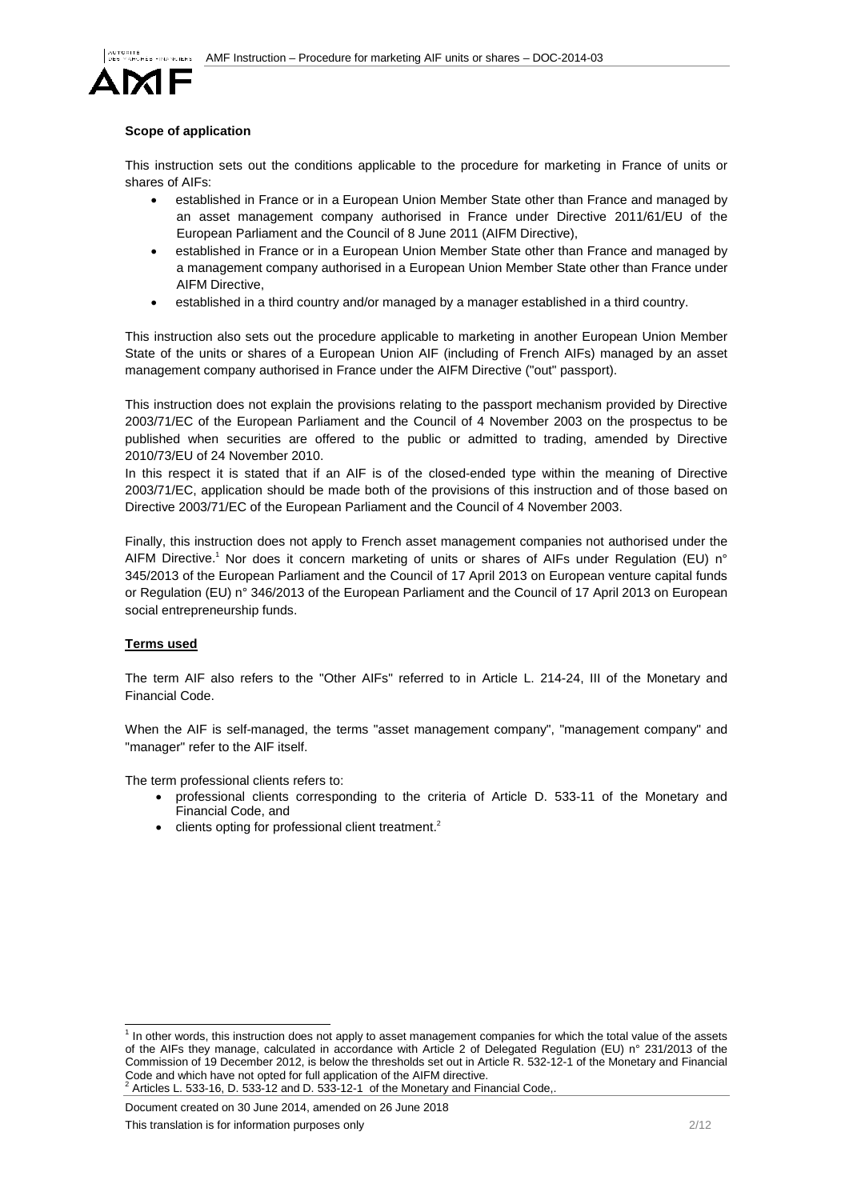**Scope of application**

This instruction sets out the conditions applicable to the procedure for marketing in France of units or shares of AIFs:

- established in France or in a European Union Member State other than France and managed by an asset management company authorised in France under Directive 2011/61/EU of the European Parliament and the Council of 8 June 2011 (AIFM Directive),
- established in France or in a European Union Member State other than France and managed by a management company authorised in a European Union Member State other than France under AIFM Directive,
- established in a third country and/or managed by a manager established in a third country.

This instruction also sets out the procedure applicable to marketing in another European Union Member State of the units or shares of a European Union AIF (including of French AIFs) managed by an asset management company authorised in France under the AIFM Directive ("out" passport).

This instruction does not explain the provisions relating to the passport mechanism provided by Directive 2003/71/EC of the European Parliament and the Council of 4 November 2003 on the prospectus to be published when securities are offered to the public or admitted to trading, amended by Directive 2010/73/EU of 24 November 2010.
In this respect it is stated that if an AIF is of the closed-ended type within the meaning of Directive 2003/71/EC, application should be made both of the provisions of this instruction and of those based on Directive 2003/71/EC of the European Parliament and the Council of 4 November 2003.

Finally, this instruction does not apply to French asset management companies not authorised under the AIFM Directive.[1] Nor does it concern marketing of units or shares of AIFs under Regulation (EU) n° 345/2013 of the European Parliament and the Council of 17 April 2013 on European venture capital funds or Regulation (EU) n° 346/2013 of the European Parliament and the Council of 17 April 2013 on European social entrepreneurship funds.

**Terms used**

The term AIF also refers to the "Other AIFs" referred to in Article L. 214-24, III of the Monetary and Financial Code.

When the AIF is self-managed, the terms "asset management company", "management company" and "manager" refer to the AIF itself.

The term professional clients refers to:

- professional clients corresponding to the criteria of Article D. 533-11 of the Monetary and Financial Code, and
- clients opting for professional client treatment.[2]

[1] In other words, this instruction does not apply to asset management companies for which the total value of the assets of the AIFs they manage, calculated in accordance with Article 2 of Delegated Regulation (EU) n° 231/2013 of the Commission of 19 December 2012, is below the thresholds set out in Article R. 532-12-1 of the Monetary and Financial Code and which have not opted for full application of the AIFM directive.

[2] Articles L. 533-16, D. 533-12 and D. 533-12-1 of the Monetary and Financial Code,.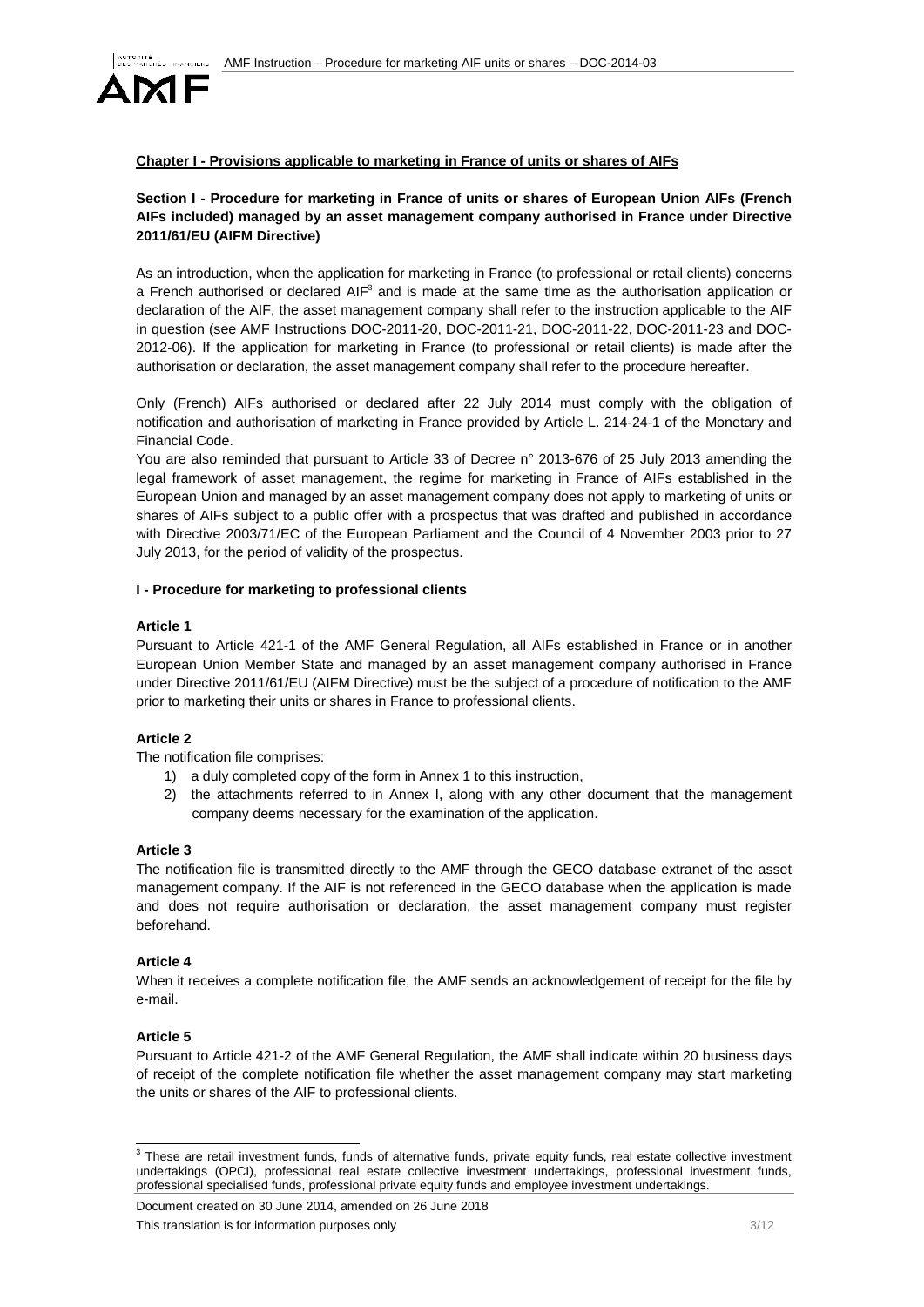## Chapter I - Provisions applicable to marketing in France of units or shares of AIFs

### Section I - Procedure for marketing in France of units or shares of European Union AIFs (French AIFs included) managed by an asset management company authorised in France under Directive 2011/61/EU (AIFM Directive)

As an introduction, when the application for marketing in France (to professional or retail clients) concerns a French authorised or declared AIF[3] and is made at the same time as the authorisation application or declaration of the AIF, the asset management company shall refer to the instruction applicable to the AIF in question (see AMF Instructions DOC-2011-20, DOC-2011-21, DOC-2011-22, DOC-2011-23 and DOC-2012-06). If the application for marketing in France (to professional or retail clients) is made after the authorisation or declaration, the asset management company shall refer to the procedure hereafter.

Only (French) AIFs authorised or declared after 22 July 2014 must comply with the obligation of notification and authorisation of marketing in France provided by Article L. 214-24-1 of the Monetary and Financial Code.

You are also reminded that pursuant to Article 33 of Decree n° 2013-676 of 25 July 2013 amending the legal framework of asset management, the regime for marketing in France of AIFs established in the European Union and managed by an asset management company does not apply to marketing of units or shares of AIFs subject to a public offer with a prospectus that was drafted and published in accordance with Directive 2003/71/EC of the European Parliament and the Council of 4 November 2003 prior to 27 July 2013, for the period of validity of the prospectus.

#### I - Procedure for marketing to professional clients

**Article 1**

Pursuant to Article 421-1 of the AMF General Regulation, all AIFs established in France or in another European Union Member State and managed by an asset management company authorised in France under Directive 2011/61/EU (AIFM Directive) must be the subject of a procedure of notification to the AMF prior to marketing their units or shares in France to professional clients.

**Article 2**

The notification file comprises:

1) a duly completed copy of the form in Annex 1 to this instruction,
2) the attachments referred to in Annex I, along with any other document that the management company deems necessary for the examination of the application.

**Article 3**

The notification file is transmitted directly to the AMF through the GECO database extranet of the asset management company. If the AIF is not referenced in the GECO database when the application is made and does not require authorisation or declaration, the asset management company must register beforehand.

**Article 4**

When it receives a complete notification file, the AMF sends an acknowledgement of receipt for the file by e-mail.

**Article 5**

Pursuant to Article 421-2 of the AMF General Regulation, the AMF shall indicate within 20 business days of receipt of the complete notification file whether the asset management company may start marketing the units or shares of the AIF to professional clients.

---

[3] These are retail investment funds, funds of alternative funds, private equity funds, real estate collective investment undertakings (OPCI), professional real estate collective investment undertakings, professional investment funds, professional specialised funds, professional private equity funds and employee investment undertakings.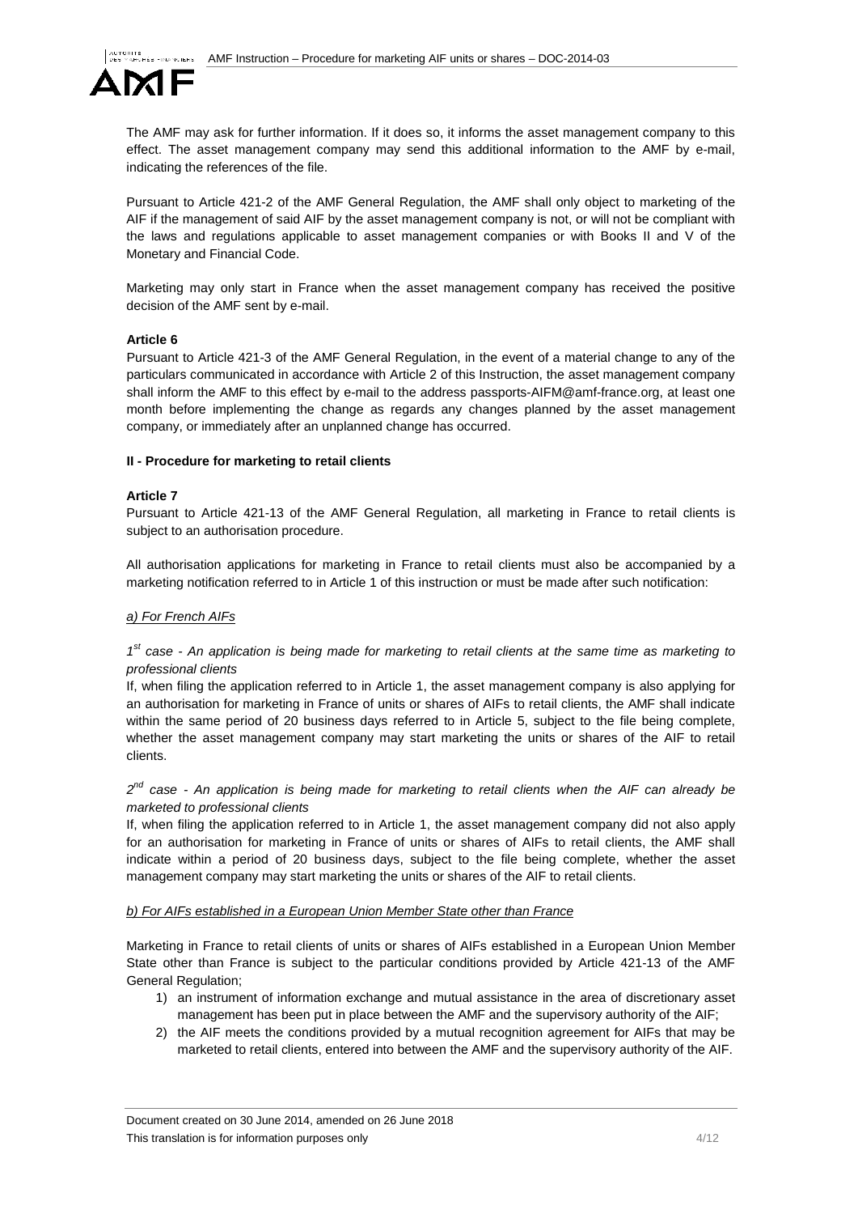The AMF may ask for further information. If it does so, it informs the asset management company to this effect. The asset management company may send this additional information to the AMF by e-mail, indicating the references of the file.

Pursuant to Article 421-2 of the AMF General Regulation, the AMF shall only object to marketing of the AIF if the management of said AIF by the asset management company is not, or will not be compliant with the laws and regulations applicable to asset management companies or with Books II and V of the Monetary and Financial Code.

Marketing may only start in France when the asset management company has received the positive decision of the AMF sent by e-mail.

**Article 6**

Pursuant to Article 421-3 of the AMF General Regulation, in the event of a material change to any of the particulars communicated in accordance with Article 2 of this Instruction, the asset management company shall inform the AMF to this effect by e-mail to the address passports-AIFM@amf-france.org, at least one month before implementing the change as regards any changes planned by the asset management company, or immediately after an unplanned change has occurred.

**II - Procedure for marketing to retail clients**

**Article 7**

Pursuant to Article 421-13 of the AMF General Regulation, all marketing in France to retail clients is subject to an authorisation procedure.

All authorisation applications for marketing in France to retail clients must also be accompanied by a marketing notification referred to in Article 1 of this instruction or must be made after such notification:

*a) For French AIFs*

*1st case - An application is being made for marketing to retail clients at the same time as marketing to professional clients*

If, when filing the application referred to in Article 1, the asset management company is also applying for an authorisation for marketing in France of units or shares of AIFs to retail clients, the AMF shall indicate within the same period of 20 business days referred to in Article 5, subject to the file being complete, whether the asset management company may start marketing the units or shares of the AIF to retail clients.

*2nd case - An application is being made for marketing to retail clients when the AIF can already be marketed to professional clients*

If, when filing the application referred to in Article 1, the asset management company did not also apply for an authorisation for marketing in France of units or shares of AIFs to retail clients, the AMF shall indicate within a period of 20 business days, subject to the file being complete, whether the asset management company may start marketing the units or shares of the AIF to retail clients.

*b) For AIFs established in a European Union Member State other than France*

Marketing in France to retail clients of units or shares of AIFs established in a European Union Member State other than France is subject to the particular conditions provided by Article 421-13 of the AMF General Regulation;

1) an instrument of information exchange and mutual assistance in the area of discretionary asset management has been put in place between the AMF and the supervisory authority of the AIF;
2) the AIF meets the conditions provided by a mutual recognition agreement for AIFs that may be marketed to retail clients, entered into between the AMF and the supervisory authority of the AIF.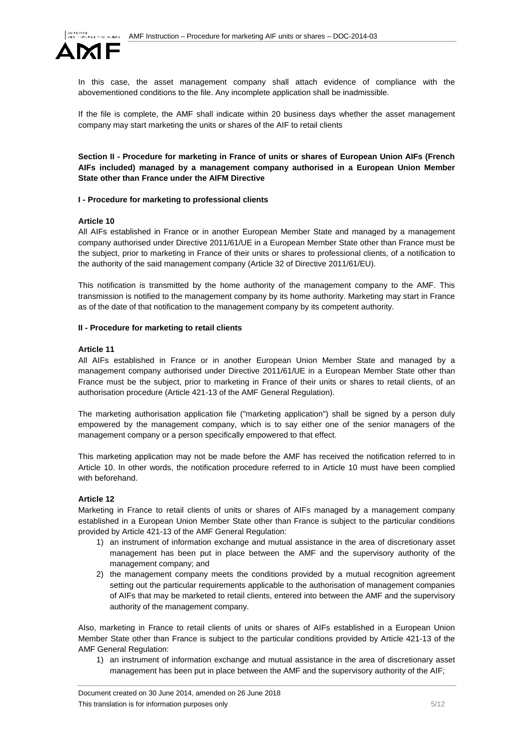In this case, the asset management company shall attach evidence of compliance with the abovementioned conditions to the file. Any incomplete application shall be inadmissible.

If the file is complete, the AMF shall indicate within 20 business days whether the asset management company may start marketing the units or shares of the AIF to retail clients

**Section II - Procedure for marketing in France of units or shares of European Union AIFs (French AIFs included) managed by a management company authorised in a European Union Member State other than France under the AIFM Directive**

**I - Procedure for marketing to professional clients**

**Article 10**

All AIFs established in France or in another European Member State and managed by a management company authorised under Directive 2011/61/UE in a European Member State other than France must be the subject, prior to marketing in France of their units or shares to professional clients, of a notification to the authority of the said management company (Article 32 of Directive 2011/61/EU).

This notification is transmitted by the home authority of the management company to the AMF. This transmission is notified to the management company by its home authority. Marketing may start in France as of the date of that notification to the management company by its competent authority.

**II - Procedure for marketing to retail clients**

**Article 11**

All AIFs established in France or in another European Union Member State and managed by a management company authorised under Directive 2011/61/UE in a European Member State other than France must be the subject, prior to marketing in France of their units or shares to retail clients, of an authorisation procedure (Article 421-13 of the AMF General Regulation).

The marketing authorisation application file ("marketing application") shall be signed by a person duly empowered by the management company, which is to say either one of the senior managers of the management company or a person specifically empowered to that effect.

This marketing application may not be made before the AMF has received the notification referred to in Article 10. In other words, the notification procedure referred to in Article 10 must have been complied with beforehand.

**Article 12**

Marketing in France to retail clients of units or shares of AIFs managed by a management company established in a European Union Member State other than France is subject to the particular conditions provided by Article 421-13 of the AMF General Regulation:

1) an instrument of information exchange and mutual assistance in the area of discretionary asset management has been put in place between the AMF and the supervisory authority of the management company; and
2) the management company meets the conditions provided by a mutual recognition agreement setting out the particular requirements applicable to the authorisation of management companies of AIFs that may be marketed to retail clients, entered into between the AMF and the supervisory authority of the management company.

Also, marketing in France to retail clients of units or shares of AIFs established in a European Union Member State other than France is subject to the particular conditions provided by Article 421-13 of the AMF General Regulation:

1) an instrument of information exchange and mutual assistance in the area of discretionary asset management has been put in place between the AMF and the supervisory authority of the AIF;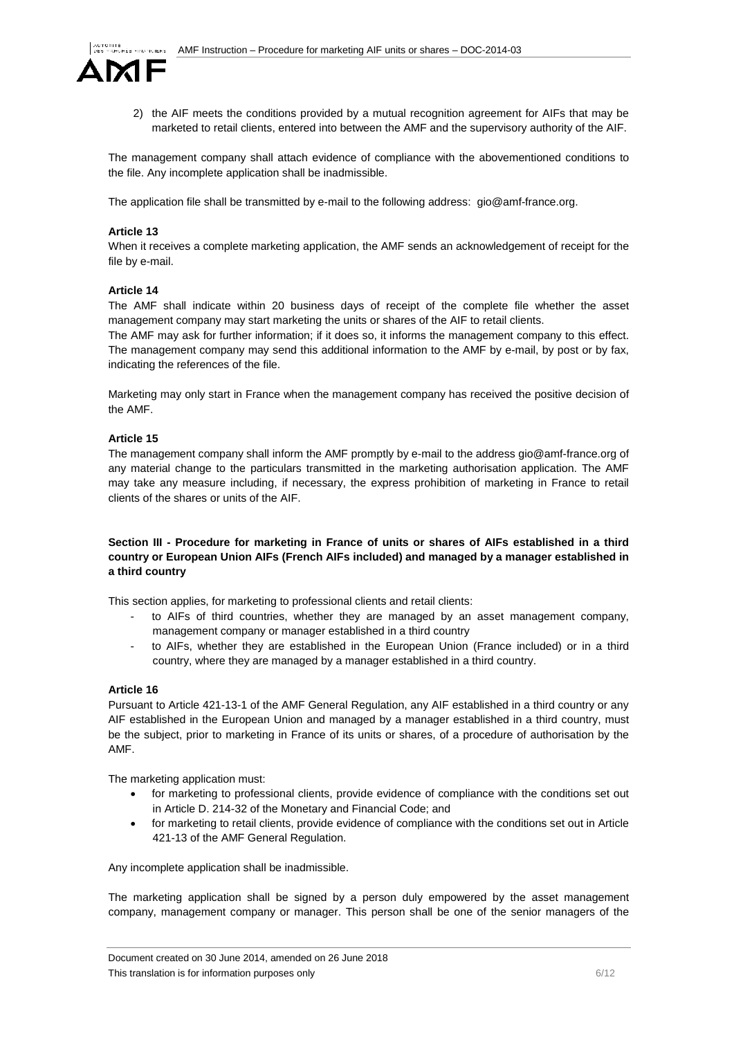2) the AIF meets the conditions provided by a mutual recognition agreement for AIFs that may be marketed to retail clients, entered into between the AMF and the supervisory authority of the AIF.

The management company shall attach evidence of compliance with the abovementioned conditions to the file. Any incomplete application shall be inadmissible.

The application file shall be transmitted by e-mail to the following address: gio@amf-france.org.

**Article 13**

When it receives a complete marketing application, the AMF sends an acknowledgement of receipt for the file by e-mail.

**Article 14**

The AMF shall indicate within 20 business days of receipt of the complete file whether the asset management company may start marketing the units or shares of the AIF to retail clients.

The AMF may ask for further information; if it does so, it informs the management company to this effect. The management company may send this additional information to the AMF by e-mail, by post or by fax, indicating the references of the file.

Marketing may only start in France when the management company has received the positive decision of the AMF.

**Article 15**

The management company shall inform the AMF promptly by e-mail to the address gio@amf-france.org of any material change to the particulars transmitted in the marketing authorisation application. The AMF may take any measure including, if necessary, the express prohibition of marketing in France to retail clients of the shares or units of the AIF.

**Section III - Procedure for marketing in France of units or shares of AIFs established in a third country or European Union AIFs (French AIFs included) and managed by a manager established in a third country**

This section applies, for marketing to professional clients and retail clients:

- to AIFs of third countries, whether they are managed by an asset management company, management company or manager established in a third country
- to AIFs, whether they are established in the European Union (France included) or in a third country, where they are managed by a manager established in a third country.

**Article 16**

Pursuant to Article 421-13-1 of the AMF General Regulation, any AIF established in a third country or any AIF established in the European Union and managed by a manager established in a third country, must be the subject, prior to marketing in France of its units or shares, of a procedure of authorisation by the AMF.

The marketing application must:

- for marketing to professional clients, provide evidence of compliance with the conditions set out in Article D. 214-32 of the Monetary and Financial Code; and
- for marketing to retail clients, provide evidence of compliance with the conditions set out in Article 421-13 of the AMF General Regulation.

Any incomplete application shall be inadmissible.

The marketing application shall be signed by a person duly empowered by the asset management company, management company or manager. This person shall be one of the senior managers of the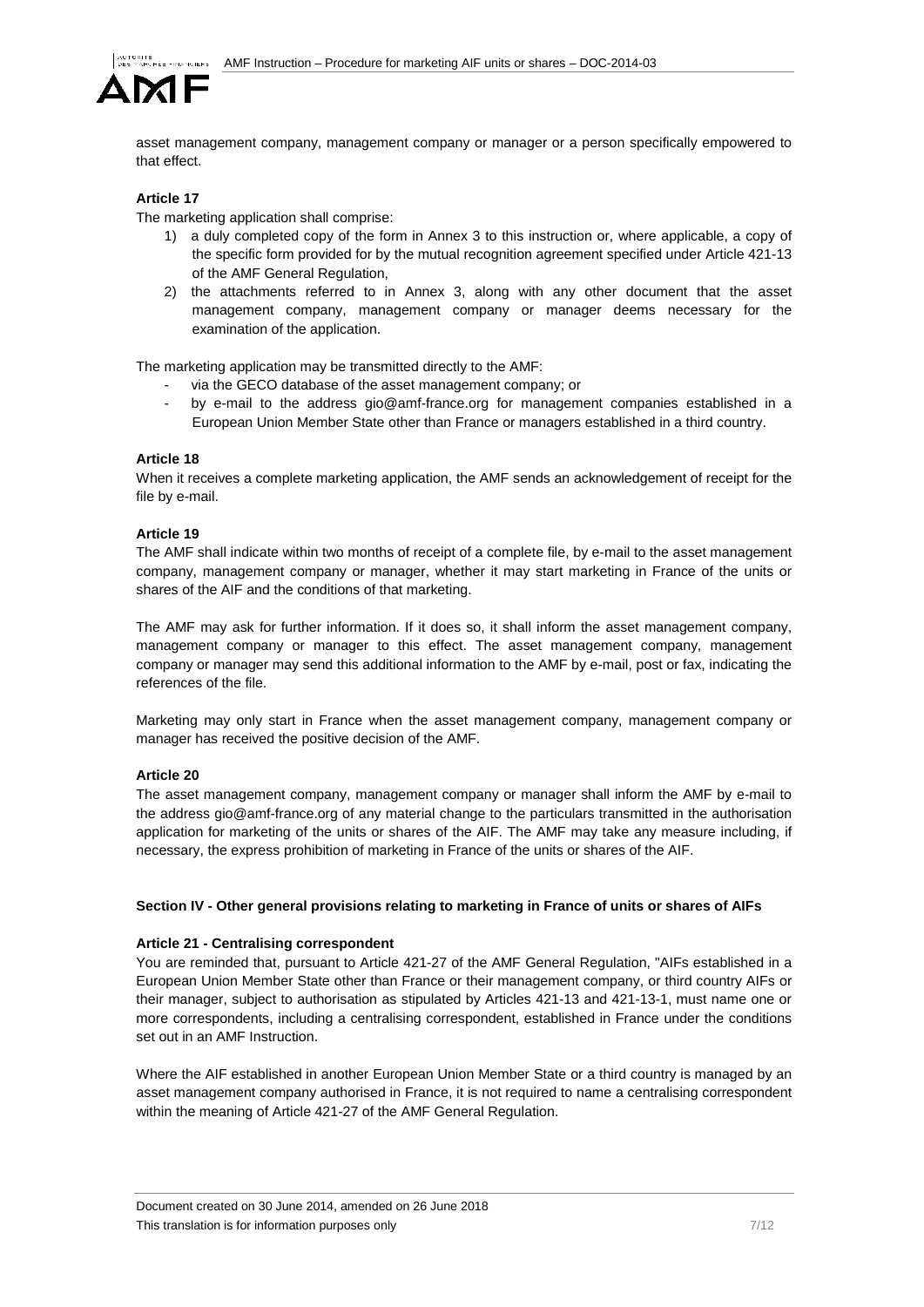asset management company, management company or manager or a person specifically empowered to that effect.

**Article 17**

The marketing application shall comprise:

1) a duly completed copy of the form in Annex 3 to this instruction or, where applicable, a copy of the specific form provided for by the mutual recognition agreement specified under Article 421-13 of the AMF General Regulation,
2) the attachments referred to in Annex 3, along with any other document that the asset management company, management company or manager deems necessary for the examination of the application.

The marketing application may be transmitted directly to the AMF:

- via the GECO database of the asset management company; or
- by e-mail to the address gio@amf-france.org for management companies established in a European Union Member State other than France or managers established in a third country.

**Article 18**

When it receives a complete marketing application, the AMF sends an acknowledgement of receipt for the file by e-mail.

**Article 19**

The AMF shall indicate within two months of receipt of a complete file, by e-mail to the asset management company, management company or manager, whether it may start marketing in France of the units or shares of the AIF and the conditions of that marketing.

The AMF may ask for further information. If it does so, it shall inform the asset management company, management company or manager to this effect. The asset management company, management company or manager may send this additional information to the AMF by e-mail, post or fax, indicating the references of the file.

Marketing may only start in France when the asset management company, management company or manager has received the positive decision of the AMF.

**Article 20**

The asset management company, management company or manager shall inform the AMF by e-mail to the address gio@amf-france.org of any material change to the particulars transmitted in the authorisation application for marketing of the units or shares of the AIF. The AMF may take any measure including, if necessary, the express prohibition of marketing in France of the units or shares of the AIF.

**Section IV - Other general provisions relating to marketing in France of units or shares of AIFs**

**Article 21 - Centralising correspondent**

You are reminded that, pursuant to Article 421-27 of the AMF General Regulation, "AIFs established in a European Union Member State other than France or their management company, or third country AIFs or their manager, subject to authorisation as stipulated by Articles 421-13 and 421-13-1, must name one or more correspondents, including a centralising correspondent, established in France under the conditions set out in an AMF Instruction.

Where the AIF established in another European Union Member State or a third country is managed by an asset management company authorised in France, it is not required to name a centralising correspondent within the meaning of Article 421-27 of the AMF General Regulation.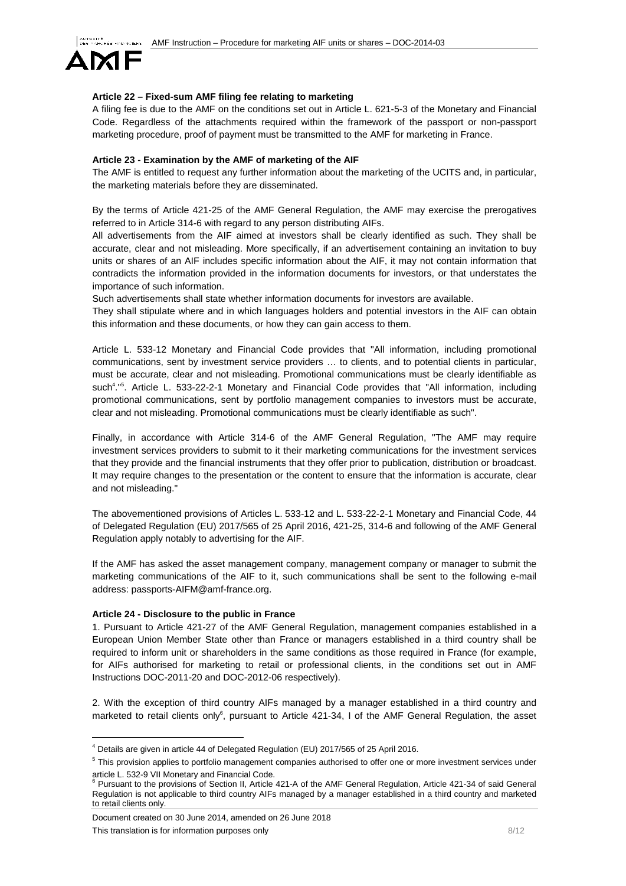**Article 22 – Fixed-sum AMF filing fee relating to marketing**

A filing fee is due to the AMF on the conditions set out in Article L. 621-5-3 of the Monetary and Financial Code. Regardless of the attachments required within the framework of the passport or non-passport marketing procedure, proof of payment must be transmitted to the AMF for marketing in France.

**Article 23 - Examination by the AMF of marketing of the AIF**

The AMF is entitled to request any further information about the marketing of the UCITS and, in particular, the marketing materials before they are disseminated.

By the terms of Article 421-25 of the AMF General Regulation, the AMF may exercise the prerogatives referred to in Article 314-6 with regard to any person distributing AIFs.

All advertisements from the AIF aimed at investors shall be clearly identified as such. They shall be accurate, clear and not misleading. More specifically, if an advertisement containing an invitation to buy units or shares of an AIF includes specific information about the AIF, it may not contain information that contradicts the information provided in the information documents for investors, or that understates the importance of such information.

Such advertisements shall state whether information documents for investors are available.

They shall stipulate where and in which languages holders and potential investors in the AIF can obtain this information and these documents, or how they can gain access to them.

Article L. 533-12 Monetary and Financial Code provides that "All information, including promotional communications, sent by investment service providers … to clients, and to potential clients in particular, must be accurate, clear and not misleading. Promotional communications must be clearly identifiable as such[4]."[5]. Article L. 533-22-2-1 Monetary and Financial Code provides that "All information, including promotional communications, sent by portfolio management companies to investors must be accurate, clear and not misleading. Promotional communications must be clearly identifiable as such".

Finally, in accordance with Article 314-6 of the AMF General Regulation, "The AMF may require investment services providers to submit to it their marketing communications for the investment services that they provide and the financial instruments that they offer prior to publication, distribution or broadcast. It may require changes to the presentation or the content to ensure that the information is accurate, clear and not misleading."

The abovementioned provisions of Articles L. 533-12 and L. 533-22-2-1 Monetary and Financial Code, 44 of Delegated Regulation (EU) 2017/565 of 25 April 2016, 421-25, 314-6 and following of the AMF General Regulation apply notably to advertising for the AIF.

If the AMF has asked the asset management company, management company or manager to submit the marketing communications of the AIF to it, such communications shall be sent to the following e-mail address: passports-AIFM@amf-france.org.

**Article 24 - Disclosure to the public in France**

1. Pursuant to Article 421-27 of the AMF General Regulation, management companies established in a European Union Member State other than France or managers established in a third country shall be required to inform unit or shareholders in the same conditions as those required in France (for example, for AIFs authorised for marketing to retail or professional clients, in the conditions set out in AMF Instructions DOC-2011-20 and DOC-2012-06 respectively).

2. With the exception of third country AIFs managed by a manager established in a third country and marketed to retail clients only[6], pursuant to Article 421-34, I of the AMF General Regulation, the asset

---

[4] Details are given in article 44 of Delegated Regulation (EU) 2017/565 of 25 April 2016.

[5] This provision applies to portfolio management companies authorised to offer one or more investment services under article L. 532-9 VII Monetary and Financial Code.

[6] Pursuant to the provisions of Section II, Article 421-A of the AMF General Regulation, Article 421-34 of said General Regulation is not applicable to third country AIFs managed by a manager established in a third country and marketed to retail clients only.

Document created on 30 June 2014, amended on 26 June 2018

This translation is for information purposes only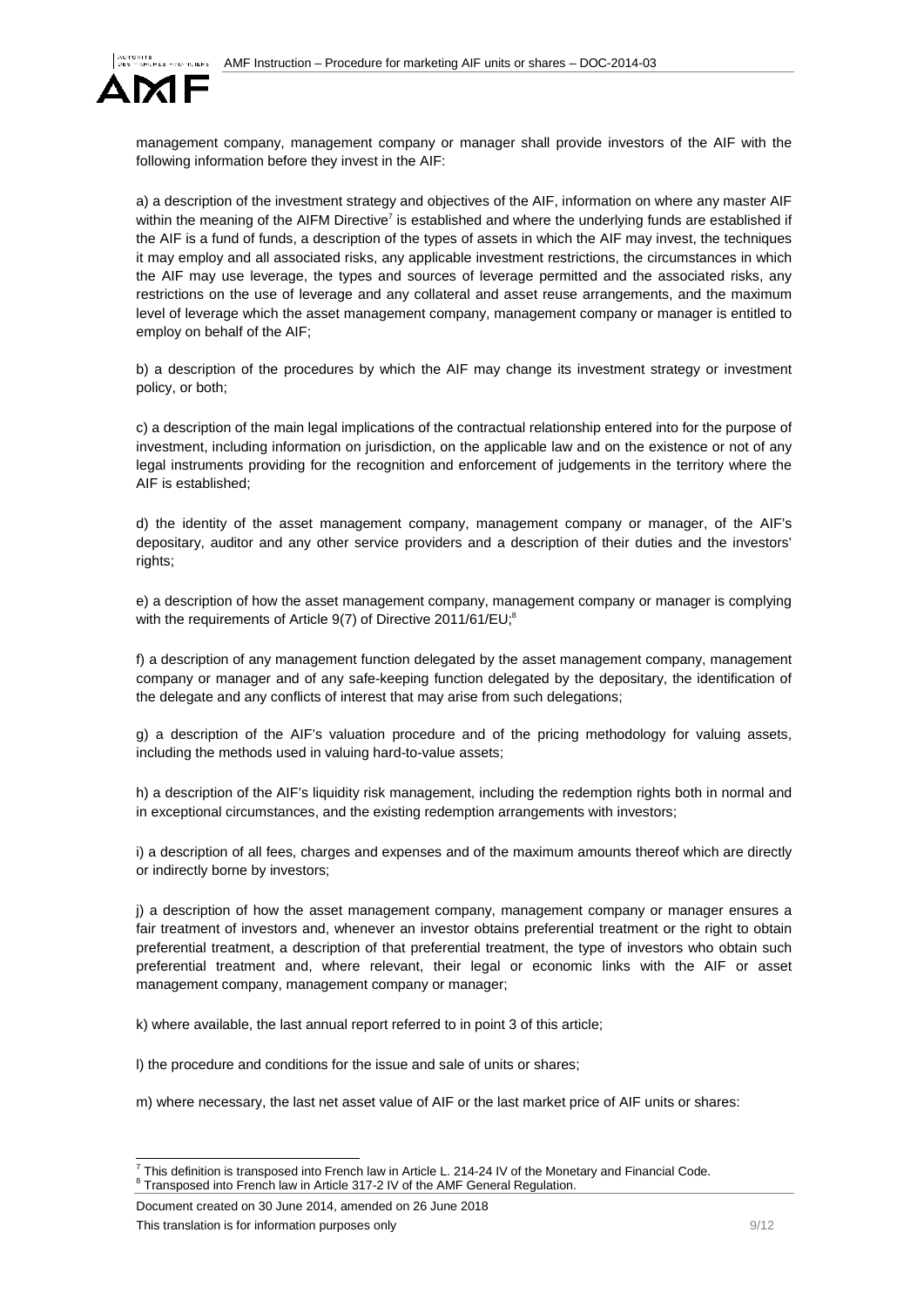management company, management company or manager shall provide investors of the AIF with the following information before they invest in the AIF:

a) a description of the investment strategy and objectives of the AIF, information on where any master AIF within the meaning of the AIFM Directive[7] is established and where the underlying funds are established if the AIF is a fund of funds, a description of the types of assets in which the AIF may invest, the techniques it may employ and all associated risks, any applicable investment restrictions, the circumstances in which the AIF may use leverage, the types and sources of leverage permitted and the associated risks, any restrictions on the use of leverage and any collateral and asset reuse arrangements, and the maximum level of leverage which the asset management company, management company or manager is entitled to employ on behalf of the AIF;

b) a description of the procedures by which the AIF may change its investment strategy or investment policy, or both;

c) a description of the main legal implications of the contractual relationship entered into for the purpose of investment, including information on jurisdiction, on the applicable law and on the existence or not of any legal instruments providing for the recognition and enforcement of judgements in the territory where the AIF is established;

d) the identity of the asset management company, management company or manager, of the AIF's depositary, auditor and any other service providers and a description of their duties and the investors' rights;

e) a description of how the asset management company, management company or manager is complying with the requirements of Article 9(7) of Directive 2011/61/EU;[8]

f) a description of any management function delegated by the asset management company, management company or manager and of any safe-keeping function delegated by the depositary, the identification of the delegate and any conflicts of interest that may arise from such delegations;

g) a description of the AIF's valuation procedure and of the pricing methodology for valuing assets, including the methods used in valuing hard-to-value assets;

h) a description of the AIF's liquidity risk management, including the redemption rights both in normal and in exceptional circumstances, and the existing redemption arrangements with investors;

i) a description of all fees, charges and expenses and of the maximum amounts thereof which are directly or indirectly borne by investors;

j) a description of how the asset management company, management company or manager ensures a fair treatment of investors and, whenever an investor obtains preferential treatment or the right to obtain preferential treatment, a description of that preferential treatment, the type of investors who obtain such preferential treatment and, where relevant, their legal or economic links with the AIF or asset management company, management company or manager;

k) where available, the last annual report referred to in point 3 of this article;

l) the procedure and conditions for the issue and sale of units or shares;

m) where necessary, the last net asset value of AIF or the last market price of AIF units or shares:

---

[7] This definition is transposed into French law in Article L. 214-24 IV of the Monetary and Financial Code.
[8] Transposed into French law in Article 317-2 IV of the AMF General Regulation.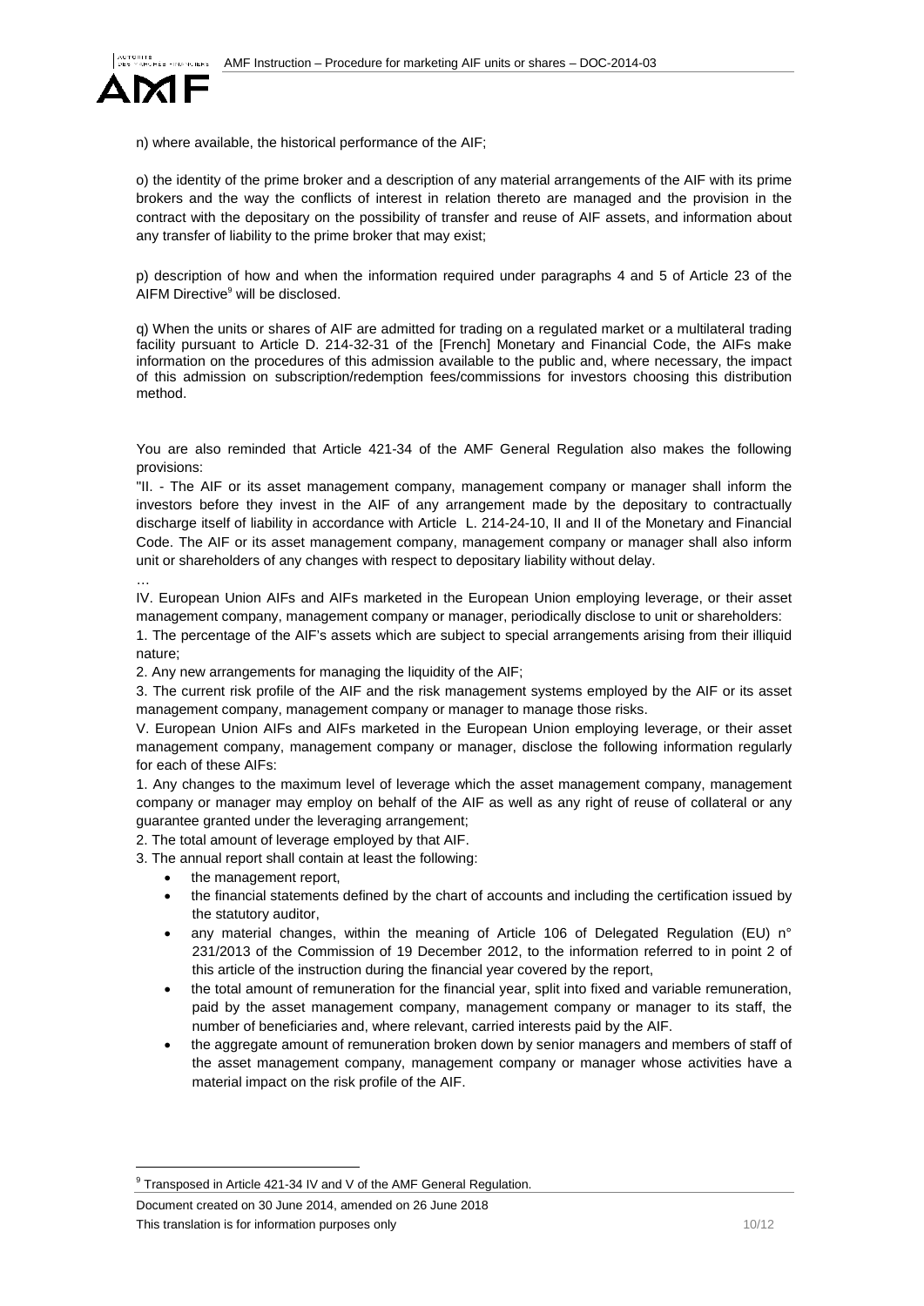n) where available, the historical performance of the AIF;

o) the identity of the prime broker and a description of any material arrangements of the AIF with its prime brokers and the way the conflicts of interest in relation thereto are managed and the provision in the contract with the depositary on the possibility of transfer and reuse of AIF assets, and information about any transfer of liability to the prime broker that may exist;

p) description of how and when the information required under paragraphs 4 and 5 of Article 23 of the AIFM Directive[9] will be disclosed.

q) When the units or shares of AIF are admitted for trading on a regulated market or a multilateral trading facility pursuant to Article D. 214-32-31 of the [French] Monetary and Financial Code, the AIFs make information on the procedures of this admission available to the public and, where necessary, the impact of this admission on subscription/redemption fees/commissions for investors choosing this distribution method.

You are also reminded that Article 421-34 of the AMF General Regulation also makes the following provisions:

"II. - The AIF or its asset management company, management company or manager shall inform the investors before they invest in the AIF of any arrangement made by the depositary to contractually discharge itself of liability in accordance with Article L. 214-24-10, II and II of the Monetary and Financial Code. The AIF or its asset management company, management company or manager shall also inform unit or shareholders of any changes with respect to depositary liability without delay.

…

IV. European Union AIFs and AIFs marketed in the European Union employing leverage, or their asset management company, management company or manager, periodically disclose to unit or shareholders:

1. The percentage of the AIF's assets which are subject to special arrangements arising from their illiquid nature;

2. Any new arrangements for managing the liquidity of the AIF;

3. The current risk profile of the AIF and the risk management systems employed by the AIF or its asset management company, management company or manager to manage those risks.

V. European Union AIFs and AIFs marketed in the European Union employing leverage, or their asset management company, management company or manager, disclose the following information regularly for each of these AIFs:

1. Any changes to the maximum level of leverage which the asset management company, management company or manager may employ on behalf of the AIF as well as any right of reuse of collateral or any guarantee granted under the leveraging arrangement;

2. The total amount of leverage employed by that AIF.

3. The annual report shall contain at least the following:

- the management report,
- the financial statements defined by the chart of accounts and including the certification issued by the statutory auditor,
- any material changes, within the meaning of Article 106 of Delegated Regulation (EU) n° 231/2013 of the Commission of 19 December 2012, to the information referred to in point 2 of this article of the instruction during the financial year covered by the report,
- the total amount of remuneration for the financial year, split into fixed and variable remuneration, paid by the asset management company, management company or manager to its staff, the number of beneficiaries and, where relevant, carried interests paid by the AIF.
- the aggregate amount of remuneration broken down by senior managers and members of staff of the asset management company, management company or manager whose activities have a material impact on the risk profile of the AIF.

[9] Transposed in Article 421-34 IV and V of the AMF General Regulation.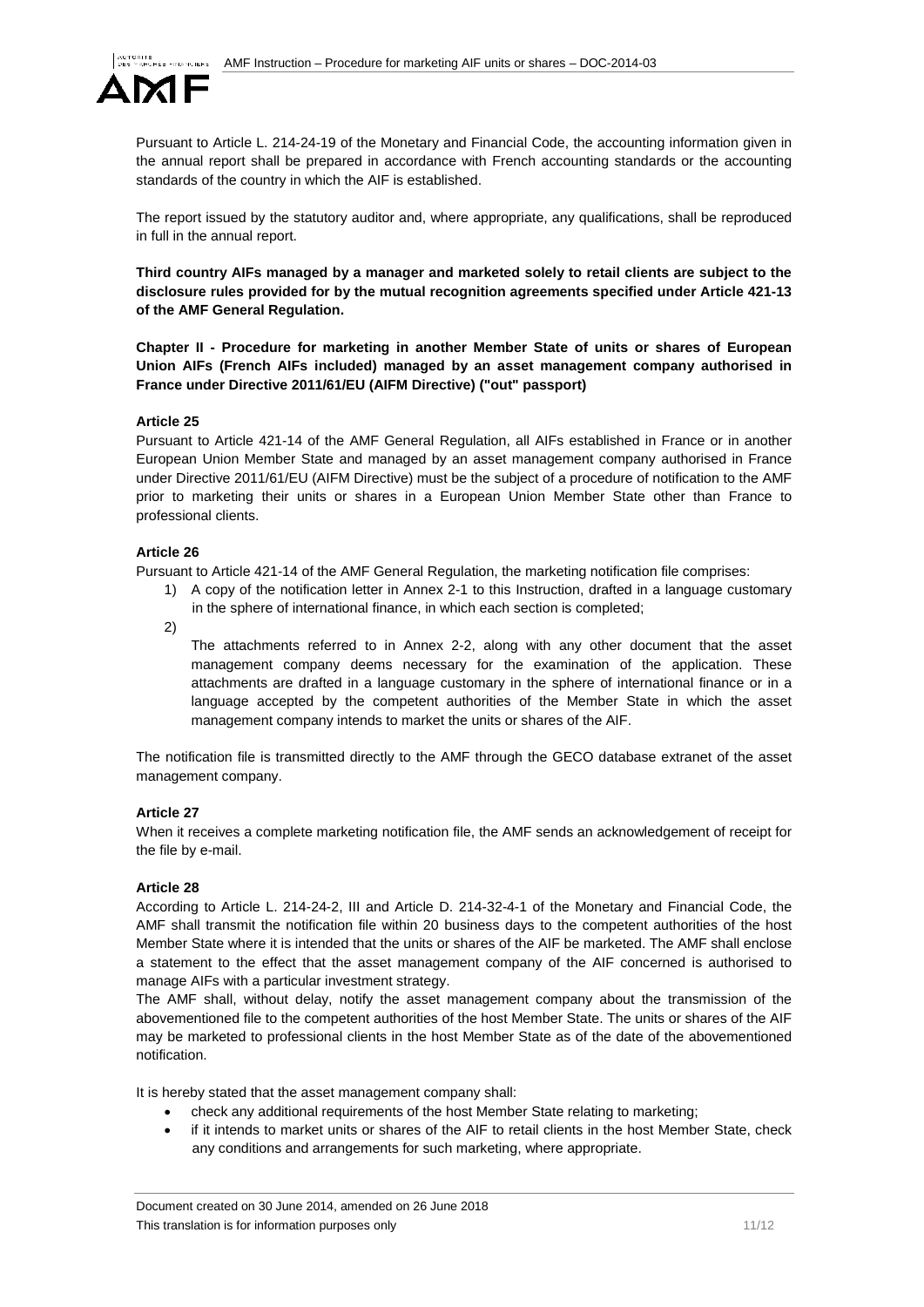Pursuant to Article L. 214-24-19 of the Monetary and Financial Code, the accounting information given in the annual report shall be prepared in accordance with French accounting standards or the accounting standards of the country in which the AIF is established.

The report issued by the statutory auditor and, where appropriate, any qualifications, shall be reproduced in full in the annual report.

**Third country AIFs managed by a manager and marketed solely to retail clients are subject to the disclosure rules provided for by the mutual recognition agreements specified under Article 421-13 of the AMF General Regulation.**

## Chapter II - Procedure for marketing in another Member State of units or shares of European Union AIFs (French AIFs included) managed by an asset management company authorised in France under Directive 2011/61/EU (AIFM Directive) ("out" passport)

### Article 25

Pursuant to Article 421-14 of the AMF General Regulation, all AIFs established in France or in another European Union Member State and managed by an asset management company authorised in France under Directive 2011/61/EU (AIFM Directive) must be the subject of a procedure of notification to the AMF prior to marketing their units or shares in a European Union Member State other than France to professional clients.

### Article 26

Pursuant to Article 421-14 of the AMF General Regulation, the marketing notification file comprises:

1) A copy of the notification letter in Annex 2-1 to this Instruction, drafted in a language customary in the sphere of international finance, in which each section is completed;
2) The attachments referred to in Annex 2-2, along with any other document that the asset management company deems necessary for the examination of the application. These attachments are drafted in a language customary in the sphere of international finance or in a language accepted by the competent authorities of the Member State in which the asset management company intends to market the units or shares of the AIF.

The notification file is transmitted directly to the AMF through the GECO database extranet of the asset management company.

### Article 27

When it receives a complete marketing notification file, the AMF sends an acknowledgement of receipt for the file by e-mail.

### Article 28

According to Article L. 214-24-2, III and Article D. 214-32-4-1 of the Monetary and Financial Code, the AMF shall transmit the notification file within 20 business days to the competent authorities of the host Member State where it is intended that the units or shares of the AIF be marketed. The AMF shall enclose a statement to the effect that the asset management company of the AIF concerned is authorised to manage AIFs with a particular investment strategy.

The AMF shall, without delay, notify the asset management company about the transmission of the abovementioned file to the competent authorities of the host Member State. The units or shares of the AIF may be marketed to professional clients in the host Member State as of the date of the abovementioned notification.

It is hereby stated that the asset management company shall:

- check any additional requirements of the host Member State relating to marketing;
- if it intends to market units or shares of the AIF to retail clients in the host Member State, check any conditions and arrangements for such marketing, where appropriate.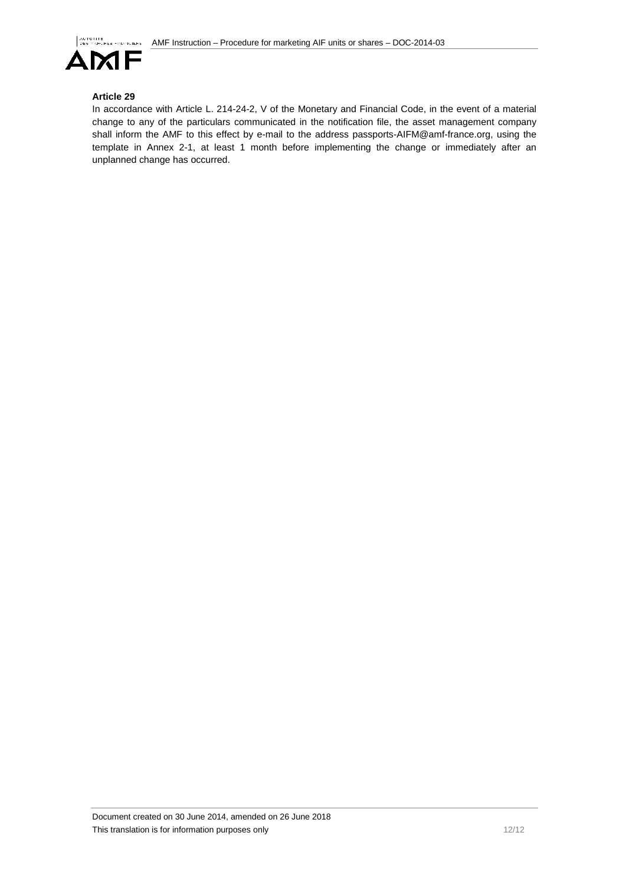**Article 29**

In accordance with Article L. 214-24-2, V of the Monetary and Financial Code, in the event of a material change to any of the particulars communicated in the notification file, the asset management company shall inform the AMF to this effect by e-mail to the address passports-AIFM@amf-france.org, using the template in Annex 2-1, at least 1 month before implementing the change or immediately after an unplanned change has occurred.